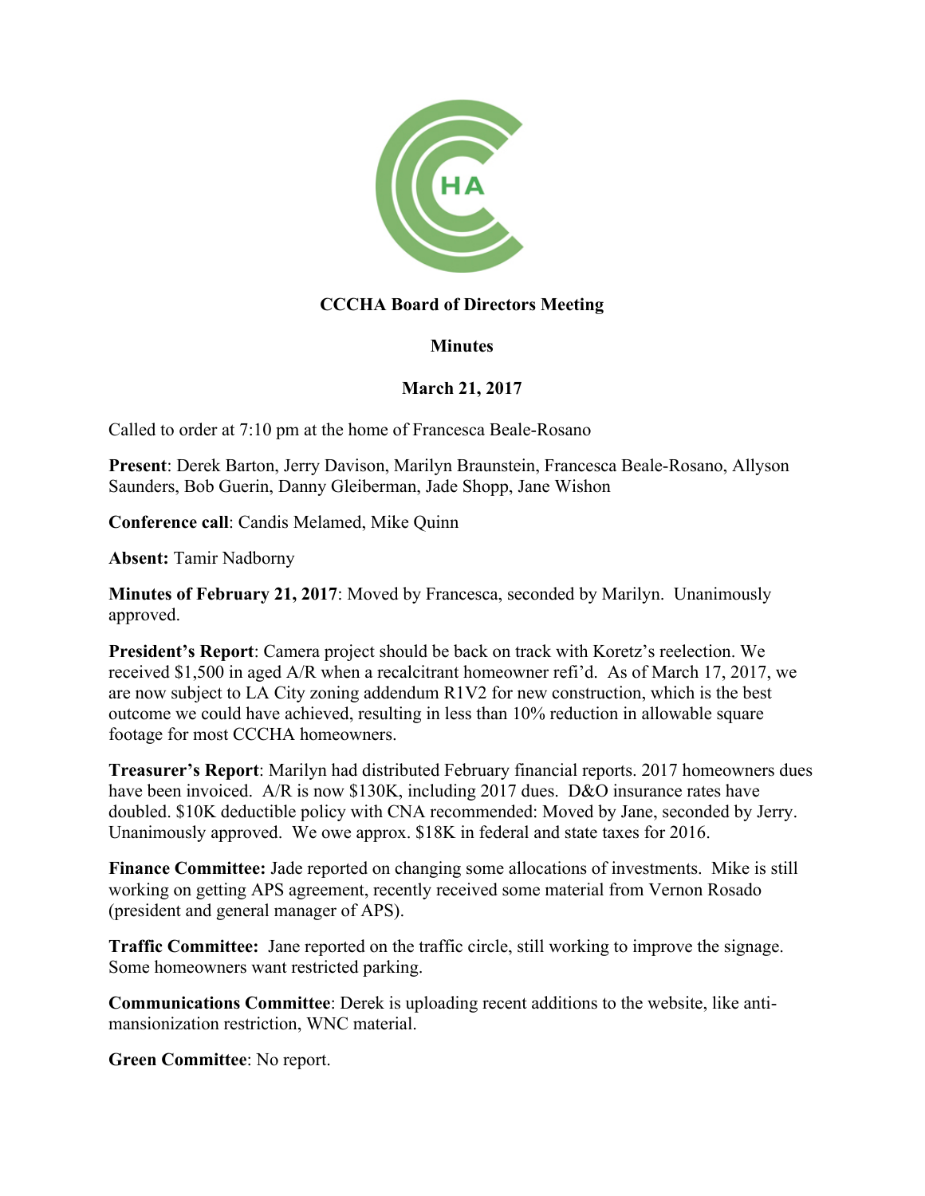**CCCHA Board of Directors Meeting**

**Minutes**

**March 21, 2017**

Called to order at 7:10 pm at the home of Francesca Beale-Rosano

**Present**: Derek Barton, Jerry Davison, Marilyn Braunstein, Francesca Beale-Rosano, Allyson Saunders, Bob Guerin, Danny Gleiberman, Jade Shopp, Jane Wishon

**Conference call**: Candis Melamed, Mike Quinn

**Absent:** Tamir Nadborny

**Minutes of February 21, 2017**: Moved by Francesca, seconded by Marilyn. Unanimously approved.

**President's Report**: Camera project should be back on track with Koretz's reelection. We received $1,500 in aged A/R when a recalcitrant homeowner refi'd. As of March 17, 2017, we are now subject to LA City zoning addendum R1V2 for new construction, which is the best outcome we could have achieved, resulting in less than 10% reduction in allowable square footage for most CCCHA homeowners.

**Treasurer's Report**: Marilyn had distributed February financial reports. 2017 homeowners dues have been invoiced. A/R is now $130K, including 2017 dues. D&O insurance rates have doubled. $10K deductible policy with CNA recommended: Moved by Jane, seconded by Jerry. Unanimously approved. We owe approx. $18K in federal and state taxes for 2016.

**Finance Committee:** Jade reported on changing some allocations of investments. Mike is still working on getting APS agreement, recently received some material from Vernon Rosado (president and general manager of APS).

**Traffic Committee:** Jane reported on the traffic circle, still working to improve the signage. Some homeowners want restricted parking.

**Communications Committee**: Derek is uploading recent additions to the website, like anti-mansionization restriction, WNC material.

**Green Committee**: No report.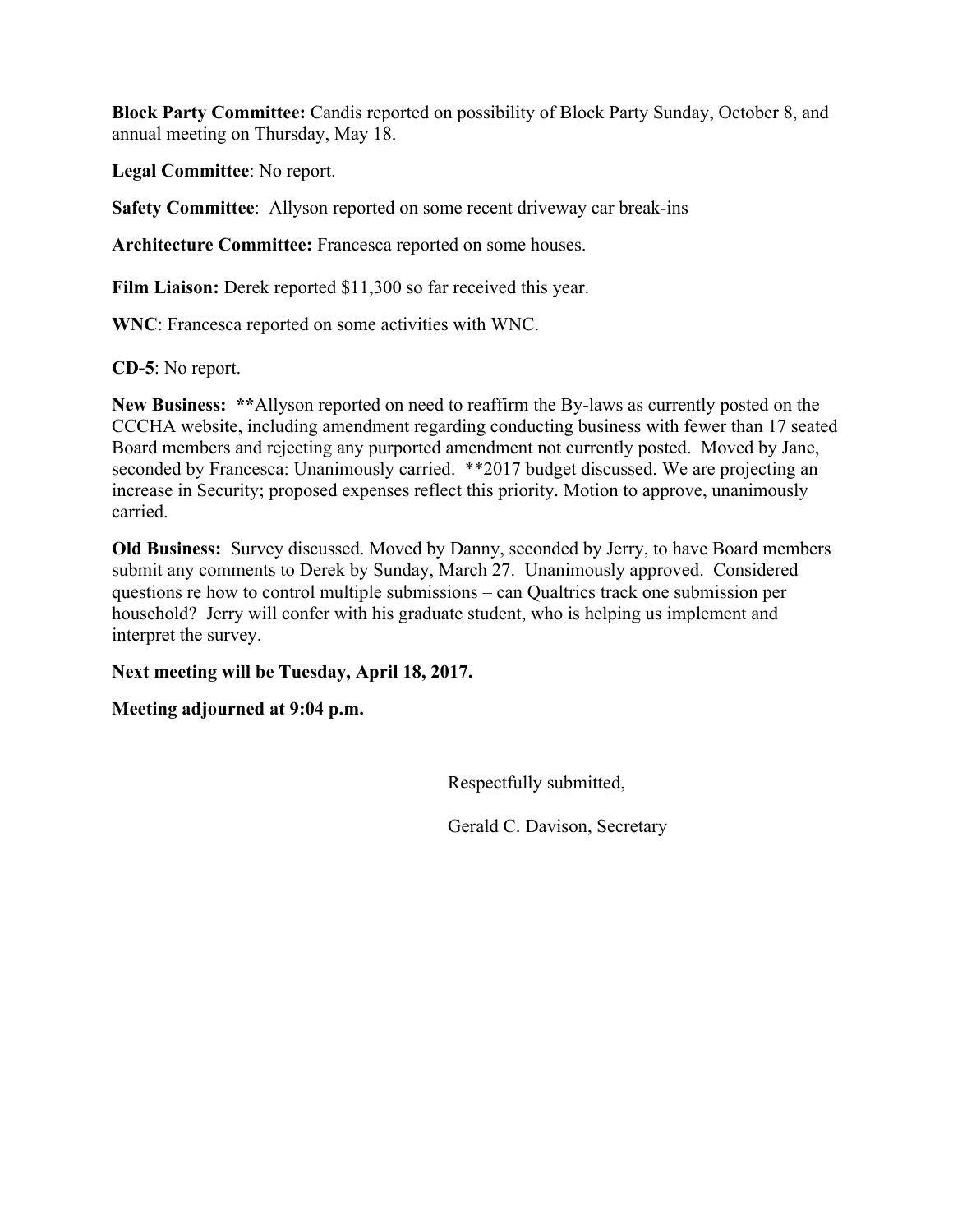**Block Party Committee:** Candis reported on possibility of Block Party Sunday, October 8, and annual meeting on Thursday, May 18.

**Legal Committee**: No report.

**Safety Committee**: Allyson reported on some recent driveway car break-ins

**Architecture Committee:** Francesca reported on some houses.

**Film Liaison:** Derek reported $11,300 so far received this year.

**WNC**: Francesca reported on some activities with WNC.

**CD-5**: No report.

**New Business:** **Allyson reported on need to reaffirm the By-laws as currently posted on the CCCHA website, including amendment regarding conducting business with fewer than 17 seated Board members and rejecting any purported amendment not currently posted. Moved by Jane, seconded by Francesca: Unanimously carried. **2017 budget discussed. We are projecting an increase in Security; proposed expenses reflect this priority. Motion to approve, unanimously carried.

**Old Business:** Survey discussed. Moved by Danny, seconded by Jerry, to have Board members submit any comments to Derek by Sunday, March 27. Unanimously approved. Considered questions re how to control multiple submissions – can Qualtrics track one submission per household? Jerry will confer with his graduate student, who is helping us implement and interpret the survey.

**Next meeting will be Tuesday, April 18, 2017.**

**Meeting adjourned at 9:04 p.m.**

Respectfully submitted,

Gerald C. Davison, Secretary